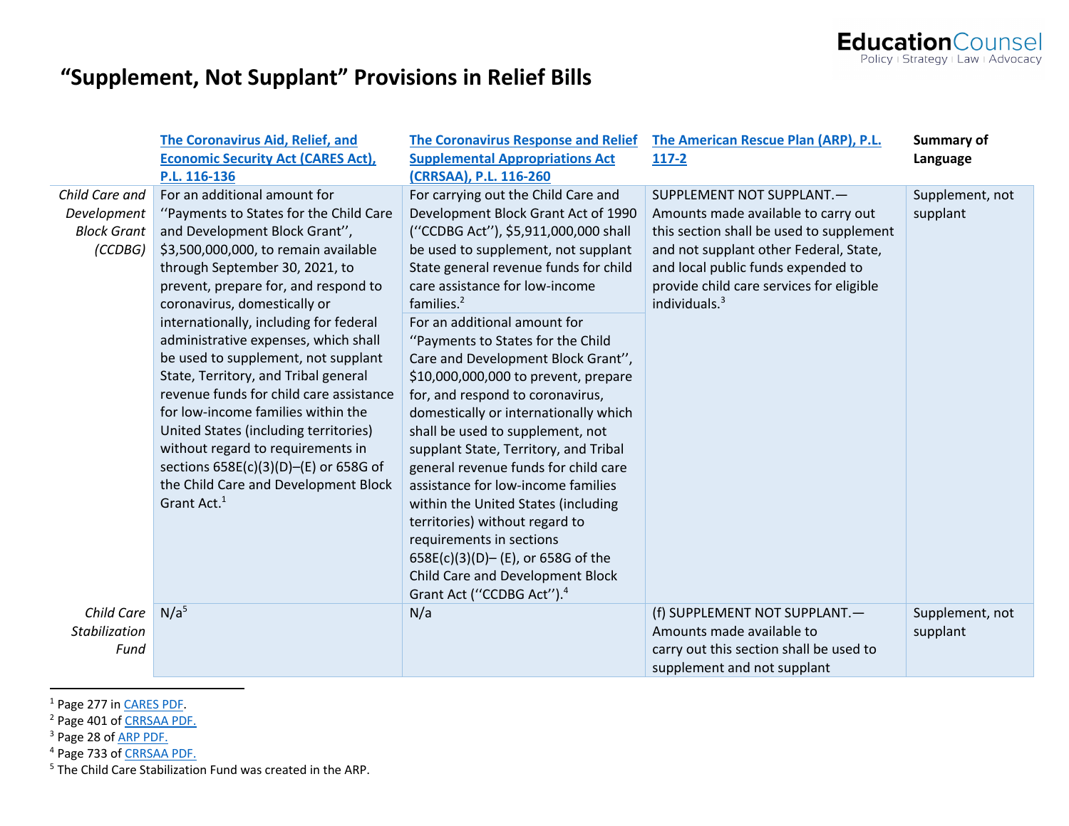# "Supplement, Not Supplant" Provisions in Relief Bills

| | The Coronavirus Aid, Relief, and Economic Security Act (CARES Act), P.L. 116-136 | The Coronavirus Response and Relief Supplemental Appropriations Act (CRRSAA), P.L. 116-260 | The American Rescue Plan (ARP), P.L. 117-2 | Summary of Language |
|---|---|---|---|---|
| *Child Care and Development Block Grant (CCDBG)* | For an additional amount for ''Payments to States for the Child Care and Development Block Grant'', $3,500,000,000, to remain available through September 30, 2021, to prevent, prepare for, and respond to coronavirus, domestically or internationally, including for federal administrative expenses, which shall be used to supplement, not supplant State, Territory, and Tribal general revenue funds for child care assistance for low-income families within the United States (including territories) without regard to requirements in sections 658E(c)(3)(D)–(E) or 658G of the Child Care and Development Block Grant Act.[1] | For carrying out the Child Care and Development Block Grant Act of 1990 (''CCDBG Act''), $5,911,000,000 shall be used to supplement, not supplant State general revenue funds for child care assistance for low-income families.[2]<br><br>For an additional amount for ''Payments to States for the Child Care and Development Block Grant'', $10,000,000,000 to prevent, prepare for, and respond to coronavirus, domestically or internationally which shall be used to supplement, not supplant State, Territory, and Tribal general revenue funds for child care assistance for low-income families within the United States (including territories) without regard to requirements in sections 658E(c)(3)(D)– (E), or 658G of the Child Care and Development Block Grant Act (''CCDBG Act'').[4] | SUPPLEMENT NOT SUPPLANT.— Amounts made available to carry out this section shall be used to supplement and not supplant other Federal, State, and local public funds expended to provide child care services for eligible individuals.[3] | Supplement, not supplant |
| *Child Care Stabilization Fund* | N/a[5] | N/a | (f) SUPPLEMENT NOT SUPPLANT.— Amounts made available to carry out this section shall be used to supplement and not supplant | Supplement, not supplant |

[1] Page 277 in CARES PDF.
[2] Page 401 of CRRSAA PDF.
[3] Page 28 of ARP PDF.
[4] Page 733 of CRRSAA PDF.
[5] The Child Care Stabilization Fund was created in the ARP.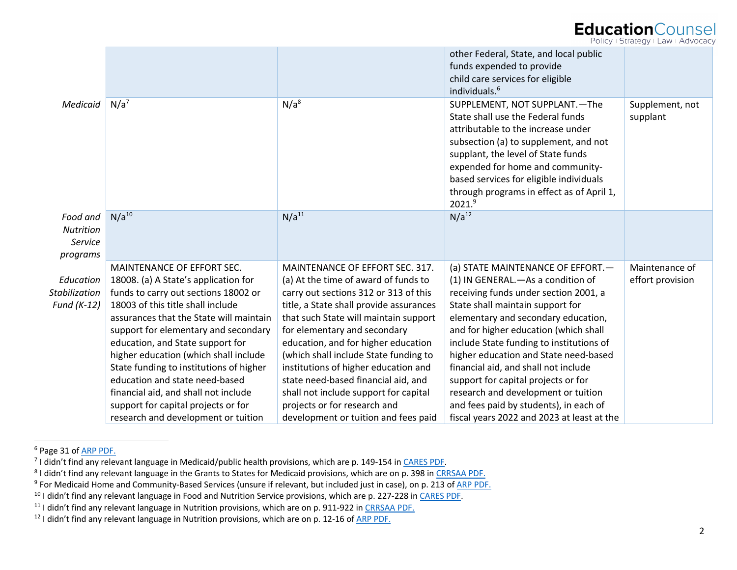| | | | | |
|---|---|---|---|---|
| | | | other Federal, State, and local public funds expended to provide child care services for eligible individuals.[6] | |
| *Medicaid* | N/a[7] | N/a[8] | SUPPLEMENT, NOT SUPPLANT.—The State shall use the Federal funds attributable to the increase under subsection (a) to supplement, and not supplant, the level of State funds expended for home and community-based services for eligible individuals through programs in effect as of April 1, 2021.[9] | Supplement, not supplant |
| *Food and Nutrition Service programs* | N/a[10] | N/a[11] | N/a[12] | |
| *Education Stabilization Fund (K-12)* | MAINTENANCE OF EFFORT SEC. 18008. (a) A State's application for funds to carry out sections 18002 or 18003 of this title shall include assurances that the State will maintain support for elementary and secondary education, and State support for higher education (which shall include State funding to institutions of higher education and state need-based financial aid, and shall not include support for capital projects or for research and development or tuition | MAINTENANCE OF EFFORT SEC. 317. (a) At the time of award of funds to carry out sections 312 or 313 of this title, a State shall provide assurances that such State will maintain support for elementary and secondary education, and for higher education (which shall include State funding to institutions of higher education and state need-based financial aid, and shall not include support for capital projects or for research and development or tuition and fees paid | (a) STATE MAINTENANCE OF EFFORT.—(1) IN GENERAL.—As a condition of receiving funds under section 2001, a State shall maintain support for elementary and secondary education, and for higher education (which shall include State funding to institutions of higher education and State need-based financial aid, and shall not include support for capital projects or for research and development or tuition and fees paid by students), in each of fiscal years 2022 and 2023 at least at the | Maintenance of effort provision |

[6] Page 31 of ARP PDF.

[7] I didn't find any relevant language in Medicaid/public health provisions, which are p. 149-154 in CARES PDF.

[8] I didn't find any relevant language in the Grants to States for Medicaid provisions, which are on p. 398 in CRRSAA PDF.

[9] For Medicaid Home and Community-Based Services (unsure if relevant, but included just in case), on p. 213 of ARP PDF.

[10] I didn't find any relevant language in Food and Nutrition Service provisions, which are p. 227-228 in CARES PDF.

[11] I didn't find any relevant language in Nutrition provisions, which are on p. 911-922 in CRRSAA PDF.

[12] I didn't find any relevant language in Nutrition provisions, which are on p. 12-16 of ARP PDF.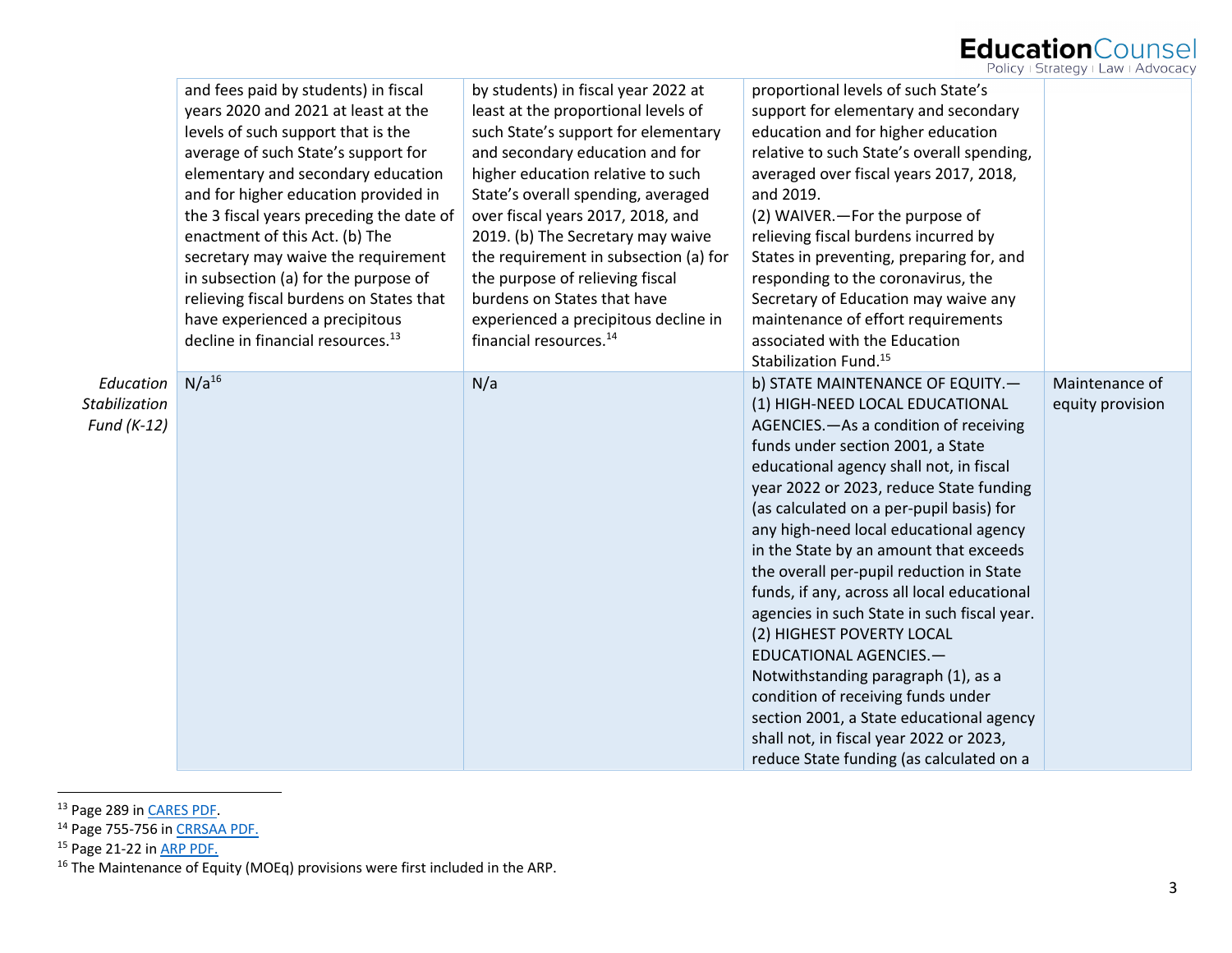| | | | | |
|---|---|---|---|---|
| | and fees paid by students) in fiscal years 2020 and 2021 at least at the levels of such support that is the average of such State's support for elementary and secondary education and for higher education provided in the 3 fiscal years preceding the date of enactment of this Act. (b) The secretary may waive the requirement in subsection (a) for the purpose of relieving fiscal burdens on States that have experienced a precipitous decline in financial resources.[13] | by students) in fiscal year 2022 at least at the proportional levels of such State's support for elementary and secondary education and for higher education relative to such State's overall spending, averaged over fiscal years 2017, 2018, and 2019. (b) The Secretary may waive the requirement in subsection (a) for the purpose of relieving fiscal burdens on States that have experienced a precipitous decline in financial resources.[14] | proportional levels of such State's support for elementary and secondary education and for higher education relative to such State's overall spending, averaged over fiscal years 2017, 2018, and 2019. (2) WAIVER.—For the purpose of relieving fiscal burdens incurred by States in preventing, preparing for, and responding to the coronavirus, the Secretary of Education may waive any maintenance of effort requirements associated with the Education Stabilization Fund.[15] | |
| *Education Stabilization Fund (K-12)* | N/a[16] | N/a | b) STATE MAINTENANCE OF EQUITY.—(1) HIGH-NEED LOCAL EDUCATIONAL AGENCIES.—As a condition of receiving funds under section 2001, a State educational agency shall not, in fiscal year 2022 or 2023, reduce State funding (as calculated on a per-pupil basis) for any high-need local educational agency in the State by an amount that exceeds the overall per-pupil reduction in State funds, if any, across all local educational agencies in such State in such fiscal year. (2) HIGHEST POVERTY LOCAL EDUCATIONAL AGENCIES.—Notwithstanding paragraph (1), as a condition of receiving funds under section 2001, a State educational agency shall not, in fiscal year 2022 or 2023, reduce State funding (as calculated on a | Maintenance of equity provision |

[13] Page 289 in CARES PDF.

[14] Page 755-756 in CRRSAA PDF.

[15] Page 21-22 in ARP PDF.

[16] The Maintenance of Equity (MOEq) provisions were first included in the ARP.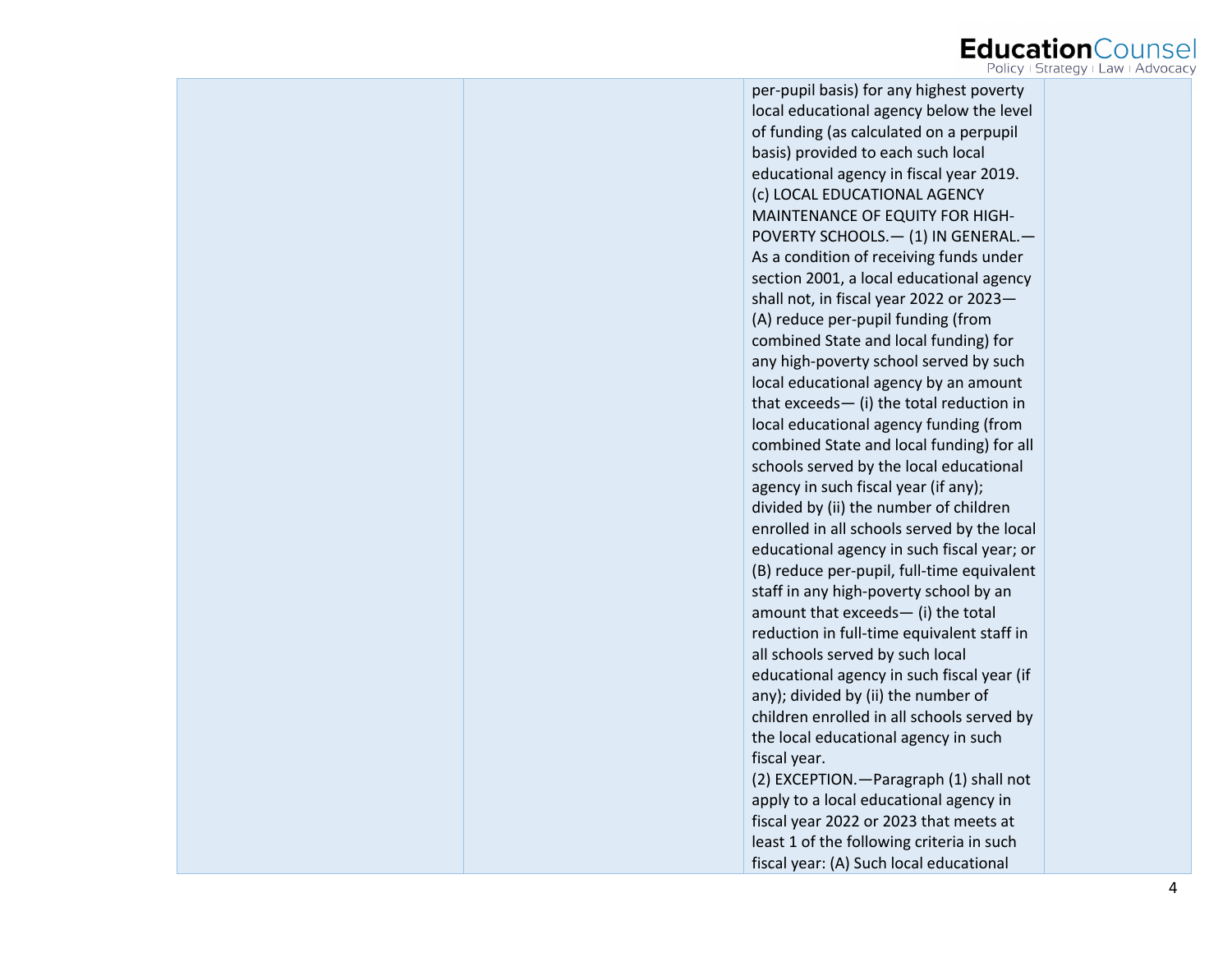| | | | |
|---|---|---|---|
| | | per-pupil basis) for any highest poverty local educational agency below the level of funding (as calculated on a perpupil basis) provided to each such local educational agency in fiscal year 2019.<br>(c) LOCAL EDUCATIONAL AGENCY MAINTENANCE OF EQUITY FOR HIGH-POVERTY SCHOOLS.— (1) IN GENERAL.— As a condition of receiving funds under section 2001, a local educational agency shall not, in fiscal year 2022 or 2023— (A) reduce per-pupil funding (from combined State and local funding) for any high-poverty school served by such local educational agency by an amount that exceeds— (i) the total reduction in local educational agency funding (from combined State and local funding) for all schools served by the local educational agency in such fiscal year (if any); divided by (ii) the number of children enrolled in all schools served by the local educational agency in such fiscal year; or (B) reduce per-pupil, full-time equivalent staff in any high-poverty school by an amount that exceeds— (i) the total reduction in full-time equivalent staff in all schools served by such local educational agency in such fiscal year (if any); divided by (ii) the number of children enrolled in all schools served by the local educational agency in such fiscal year.<br>(2) EXCEPTION.—Paragraph (1) shall not apply to a local educational agency in fiscal year 2022 or 2023 that meets at least 1 of the following criteria in such fiscal year: (A) Such local educational | |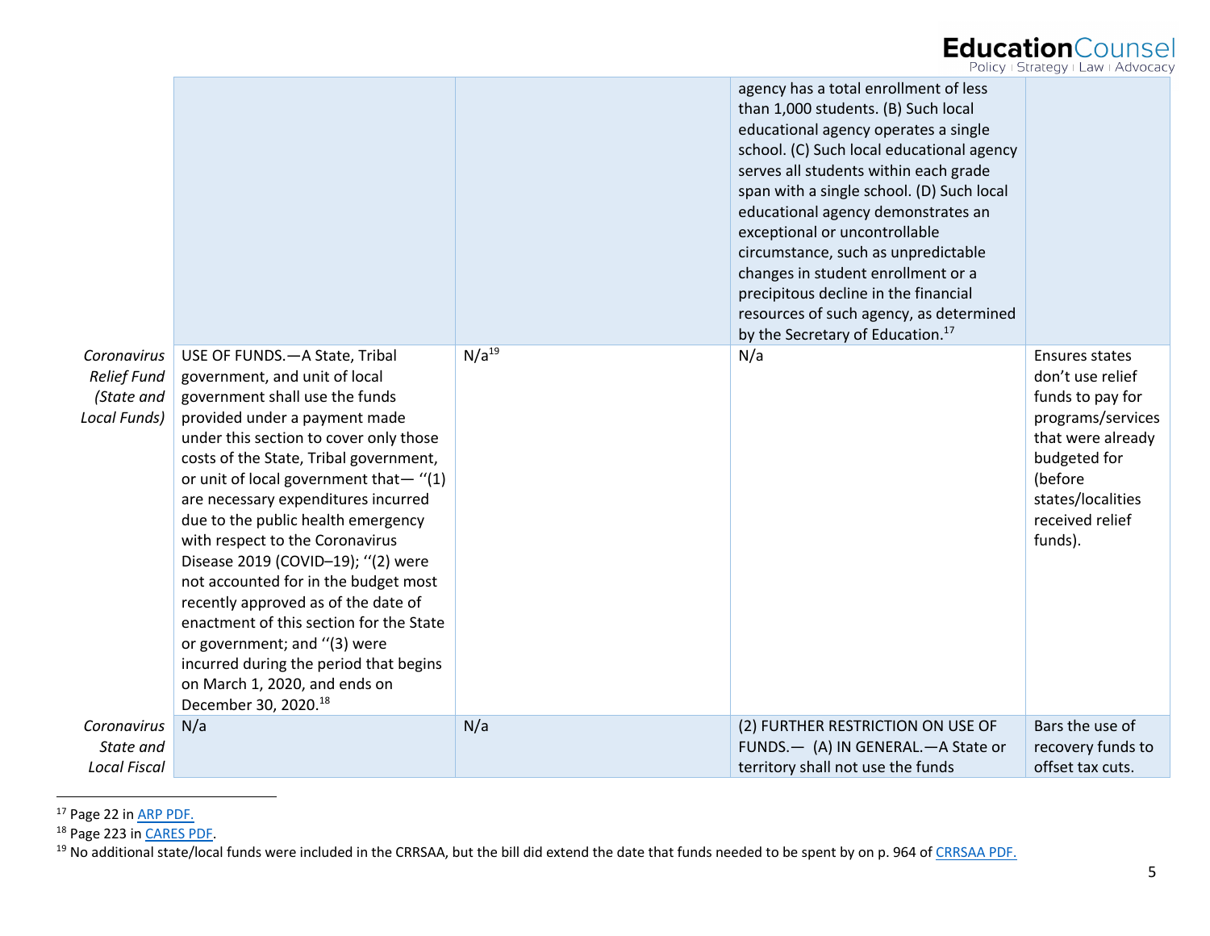| | | | | |
|---|---|---|---|---|
| | | | agency has a total enrollment of less than 1,000 students. (B) Such local educational agency operates a single school. (C) Such local educational agency serves all students within each grade span with a single school. (D) Such local educational agency demonstrates an exceptional or uncontrollable circumstance, such as unpredictable changes in student enrollment or a precipitous decline in the financial resources of such agency, as determined by the Secretary of Education.[17] | |
| *Coronavirus Relief Fund (State and Local Funds)* | USE OF FUNDS.—A State, Tribal government, and unit of local government shall use the funds provided under a payment made under this section to cover only those costs of the State, Tribal government, or unit of local government that— ''(1) are necessary expenditures incurred due to the public health emergency with respect to the Coronavirus Disease 2019 (COVID–19); ''(2) were not accounted for in the budget most recently approved as of the date of enactment of this section for the State or government; and ''(3) were incurred during the period that begins on March 1, 2020, and ends on December 30, 2020.[18] | N/a[19] | N/a | Ensures states don't use relief funds to pay for programs/services that were already budgeted for (before states/localities received relief funds). |
| *Coronavirus State and Local Fiscal* | N/a | N/a | (2) FURTHER RESTRICTION ON USE OF FUNDS.— (A) IN GENERAL.—A State or territory shall not use the funds | Bars the use of recovery funds to offset tax cuts. |

[17] Page 22 in ARP PDF.

[18] Page 223 in CARES PDF.

[19] No additional state/local funds were included in the CRRSAA, but the bill did extend the date that funds needed to be spent by on p. 964 of CRRSAA PDF.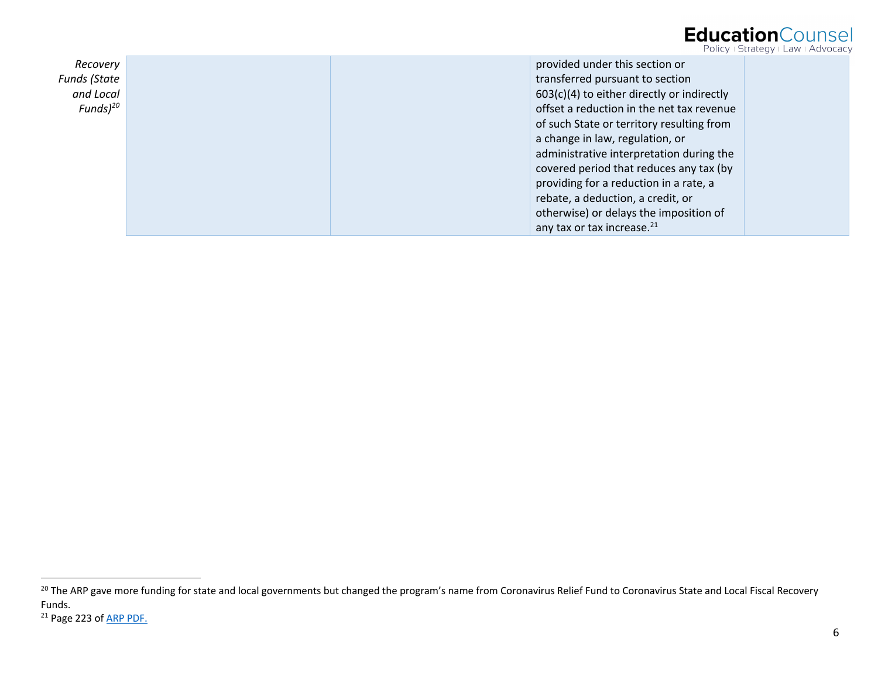| | | | | |
|---|---|---|---|---|
| *Recovery Funds (State and Local Funds)*[20] | | | provided under this section or transferred pursuant to section 603(c)(4) to either directly or indirectly offset a reduction in the net tax revenue of such State or territory resulting from a change in law, regulation, or administrative interpretation during the covered period that reduces any tax (by providing for a reduction in a rate, a rebate, a deduction, a credit, or otherwise) or delays the imposition of any tax or tax increase.[21] | |

[20] The ARP gave more funding for state and local governments but changed the program's name from Coronavirus Relief Fund to Coronavirus State and Local Fiscal Recovery Funds.

[21] Page 223 of [ARP PDF.]